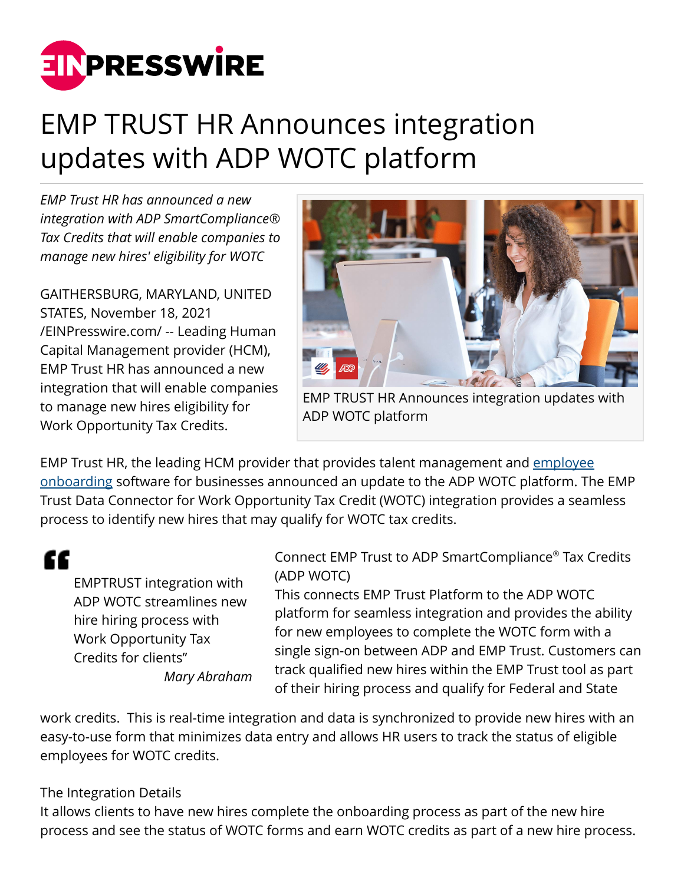# EMP TRUST HR Announces integration updates with ADP WOTC platform

*EMP Trust HR has announced a new integration with ADP SmartCompliance® Tax Credits that will enable companies to manage new hires' eligibility for WOTC*

GAITHERSBURG, MARYLAND, UNITED STATES, November 18, 2021 /EINPresswire.com/ -- Leading Human Capital Management provider (HCM), EMP Trust HR has announced a new integration that will enable companies to manage new hires eligibility for Work Opportunity Tax Credits.

EMP TRUST HR Announces integration updates with ADP WOTC platform

EMP Trust HR, the leading HCM provider that provides talent management and employee onboarding software for businesses announced an update to the ADP WOTC platform. The EMP Trust Data Connector for Work Opportunity Tax Credit (WOTC) integration provides a seamless process to identify new hires that may qualify for WOTC tax credits.

> EMPTRUST integration with ADP WOTC streamlines new hire hiring process with Work Opportunity Tax Credits for clients"
>
> *Mary Abraham*

Connect EMP Trust to ADP SmartCompliance® Tax Credits (ADP WOTC)
This connects EMP Trust Platform to the ADP WOTC platform for seamless integration and provides the ability for new employees to complete the WOTC form with a single sign-on between ADP and EMP Trust. Customers can track qualified new hires within the EMP Trust tool as part of their hiring process and qualify for Federal and State work credits. This is real-time integration and data is synchronized to provide new hires with an easy-to-use form that minimizes data entry and allows HR users to track the status of eligible employees for WOTC credits.

The Integration Details
It allows clients to have new hires complete the onboarding process as part of the new hire process and see the status of WOTC forms and earn WOTC credits as part of a new hire process.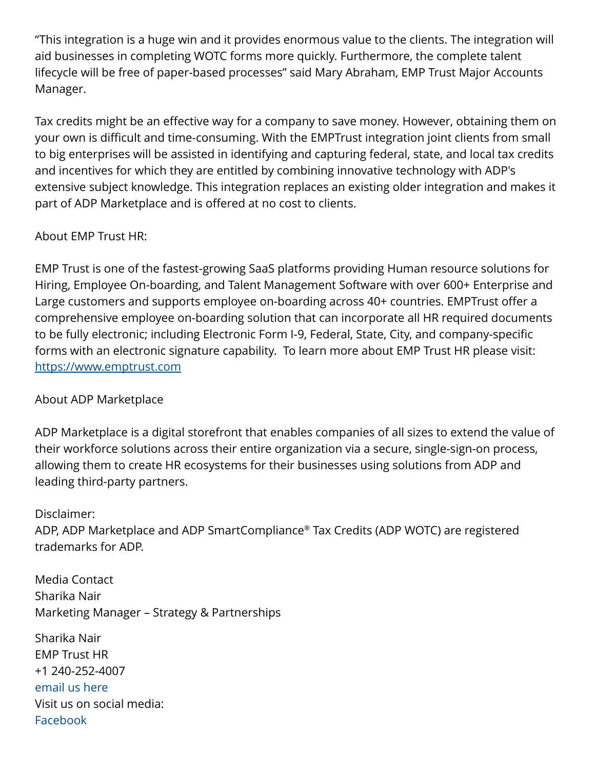“This integration is a huge win and it provides enormous value to the clients. The integration will aid businesses in completing WOTC forms more quickly. Furthermore, the complete talent lifecycle will be free of paper-based processes” said Mary Abraham, EMP Trust Major Accounts Manager.

Tax credits might be an effective way for a company to save money. However, obtaining them on your own is difficult and time-consuming. With the EMPTrust integration joint clients from small to big enterprises will be assisted in identifying and capturing federal, state, and local tax credits and incentives for which they are entitled by combining innovative technology with ADP's extensive subject knowledge. This integration replaces an existing older integration and makes it part of ADP Marketplace and is offered at no cost to clients.

About EMP Trust HR:

EMP Trust is one of the fastest-growing SaaS platforms providing Human resource solutions for Hiring, Employee On-boarding, and Talent Management Software with over 600+ Enterprise and Large customers and supports employee on-boarding across 40+ countries. EMPTrust offer a comprehensive employee on-boarding solution that can incorporate all HR required documents to be fully electronic; including Electronic Form I-9, Federal, State, City, and company-specific forms with an electronic signature capability. To learn more about EMP Trust HR please visit: [https://www.emptrust.com](https://www.emptrust.com)

About ADP Marketplace

ADP Marketplace is a digital storefront that enables companies of all sizes to extend the value of their workforce solutions across their entire organization via a secure, single-sign-on process, allowing them to create HR ecosystems for their businesses using solutions from ADP and leading third-party partners.

Disclaimer:
ADP, ADP Marketplace and ADP SmartCompliance® Tax Credits (ADP WOTC) are registered trademarks for ADP.

Media Contact
Sharika Nair
Marketing Manager – Strategy & Partnerships

Sharika Nair
EMP Trust HR
+1 240-252-4007
email us here
Visit us on social media:
Facebook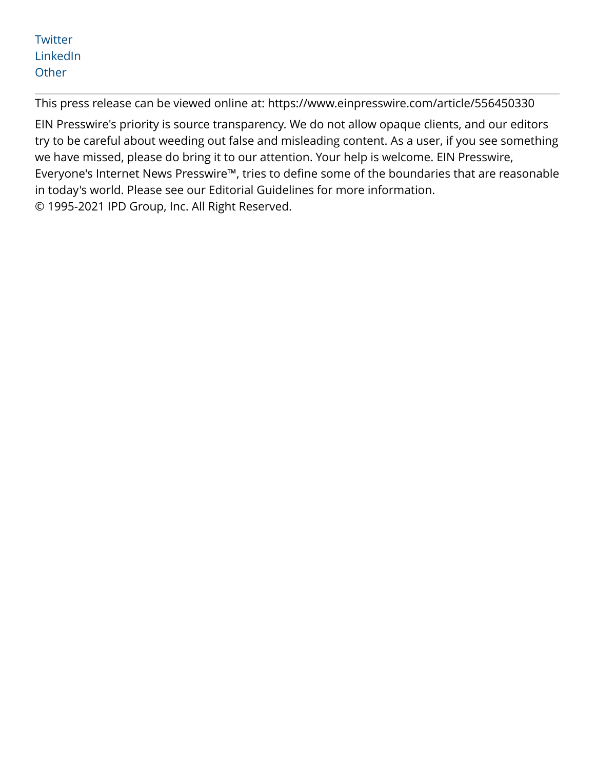Twitter
LinkedIn
Other

---

This press release can be viewed online at: https://www.einpresswire.com/article/556450330

EIN Presswire's priority is source transparency. We do not allow opaque clients, and our editors try to be careful about weeding out false and misleading content. As a user, if you see something we have missed, please do bring it to our attention. Your help is welcome. EIN Presswire, Everyone's Internet News Presswire™, tries to define some of the boundaries that are reasonable in today's world. Please see our Editorial Guidelines for more information.
© 1995-2021 IPD Group, Inc. All Right Reserved.